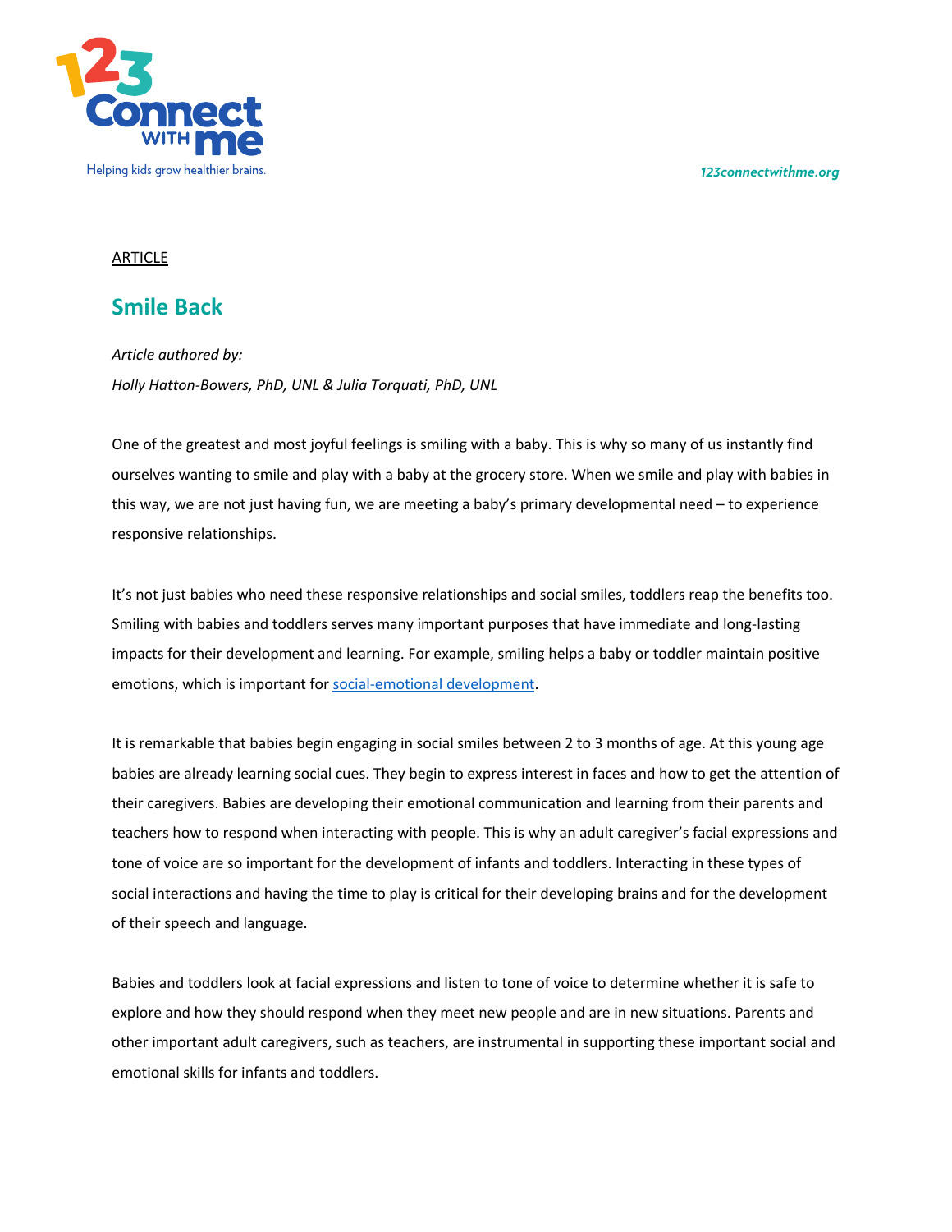ARTICLE

# Smile Back

*Article authored by:*

*Holly Hatton-Bowers, PhD, UNL & Julia Torquati, PhD, UNL*

One of the greatest and most joyful feelings is smiling with a baby. This is why so many of us instantly find ourselves wanting to smile and play with a baby at the grocery store. When we smile and play with babies in this way, we are not just having fun, we are meeting a baby's primary developmental need – to experience responsive relationships.

It's not just babies who need these responsive relationships and social smiles, toddlers reap the benefits too. Smiling with babies and toddlers serves many important purposes that have immediate and long-lasting impacts for their development and learning. For example, smiling helps a baby or toddler maintain positive emotions, which is important for social-emotional development.

It is remarkable that babies begin engaging in social smiles between 2 to 3 months of age. At this young age babies are already learning social cues. They begin to express interest in faces and how to get the attention of their caregivers. Babies are developing their emotional communication and learning from their parents and teachers how to respond when interacting with people. This is why an adult caregiver's facial expressions and tone of voice are so important for the development of infants and toddlers. Interacting in these types of social interactions and having the time to play is critical for their developing brains and for the development of their speech and language.

Babies and toddlers look at facial expressions and listen to tone of voice to determine whether it is safe to explore and how they should respond when they meet new people and are in new situations. Parents and other important adult caregivers, such as teachers, are instrumental in supporting these important social and emotional skills for infants and toddlers.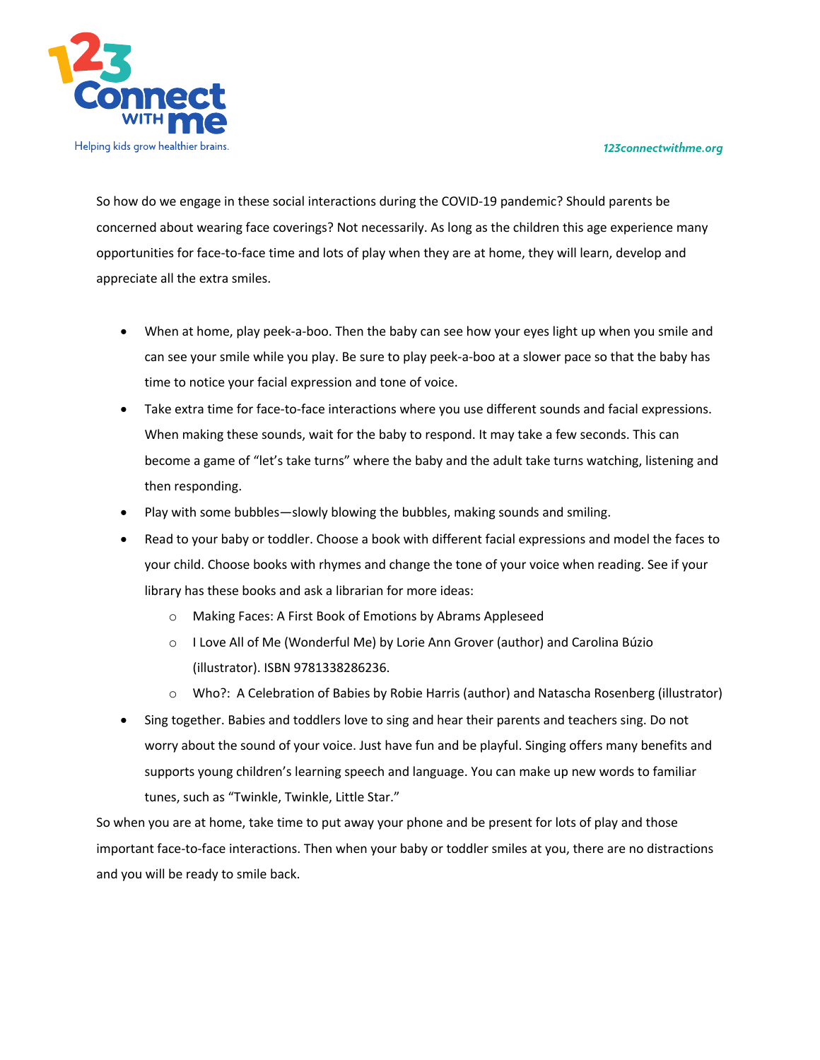So how do we engage in these social interactions during the COVID-19 pandemic? Should parents be concerned about wearing face coverings? Not necessarily. As long as the children this age experience many opportunities for face-to-face time and lots of play when they are at home, they will learn, develop and appreciate all the extra smiles.

- When at home, play peek-a-boo. Then the baby can see how your eyes light up when you smile and can see your smile while you play. Be sure to play peek-a-boo at a slower pace so that the baby has time to notice your facial expression and tone of voice.
- Take extra time for face-to-face interactions where you use different sounds and facial expressions. When making these sounds, wait for the baby to respond. It may take a few seconds. This can become a game of "let's take turns" where the baby and the adult take turns watching, listening and then responding.
- Play with some bubbles—slowly blowing the bubbles, making sounds and smiling.
- Read to your baby or toddler. Choose a book with different facial expressions and model the faces to your child. Choose books with rhymes and change the tone of your voice when reading. See if your library has these books and ask a librarian for more ideas:
    - Making Faces: A First Book of Emotions by Abrams Appleseed
    - I Love All of Me (Wonderful Me) by Lorie Ann Grover (author) and Carolina Búzio (illustrator). ISBN 9781338286236.
    - Who?: A Celebration of Babies by Robie Harris (author) and Natascha Rosenberg (illustrator)
- Sing together. Babies and toddlers love to sing and hear their parents and teachers sing. Do not worry about the sound of your voice. Just have fun and be playful. Singing offers many benefits and supports young children's learning speech and language. You can make up new words to familiar tunes, such as "Twinkle, Twinkle, Little Star."

So when you are at home, take time to put away your phone and be present for lots of play and those important face-to-face interactions. Then when your baby or toddler smiles at you, there are no distractions and you will be ready to smile back.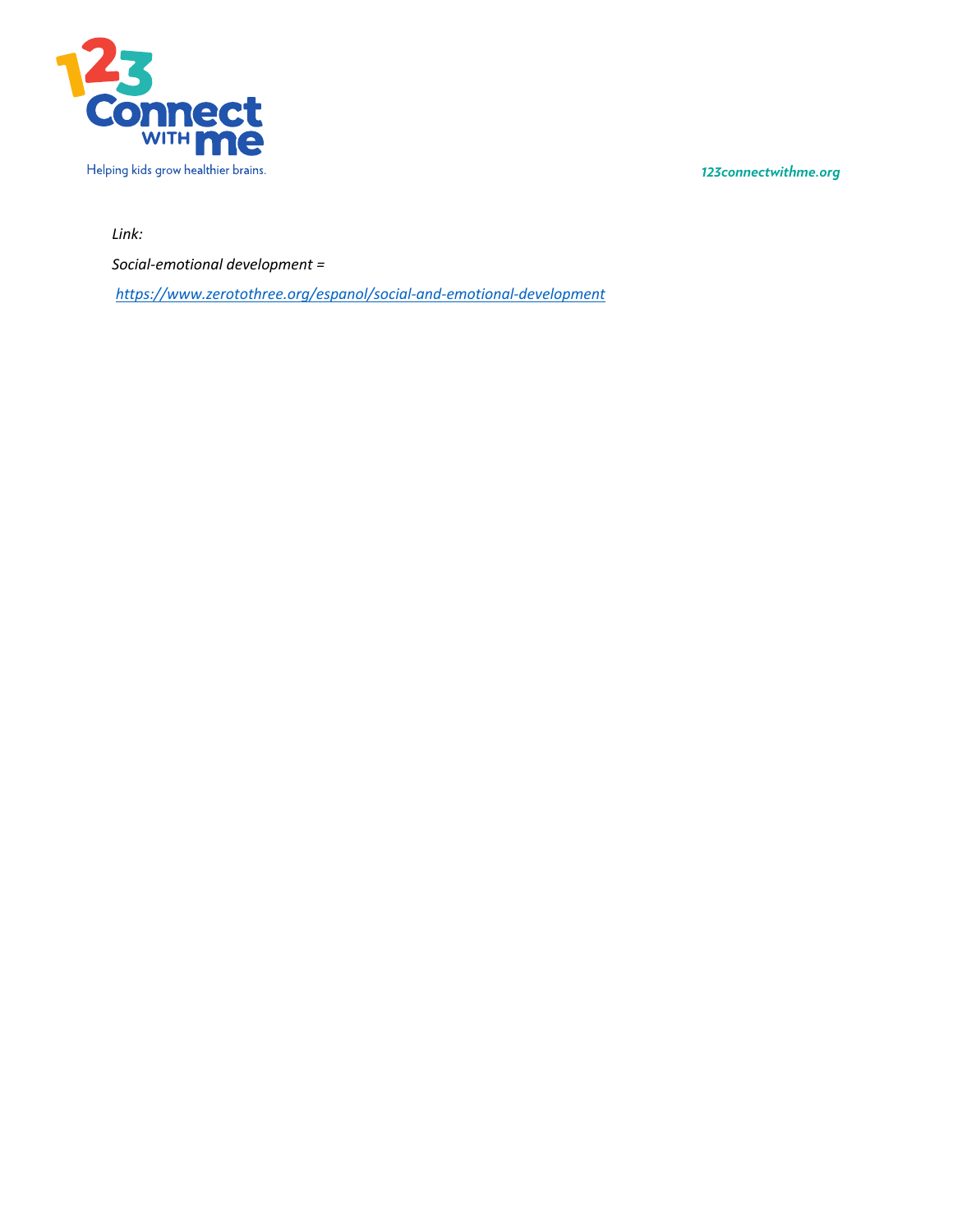*Link:*

*Social-emotional development =*

*[https://www.zerotothree.org/espanol/social-and-emotional-development](https://www.zerotothree.org/espanol/social-and-emotional-development)*